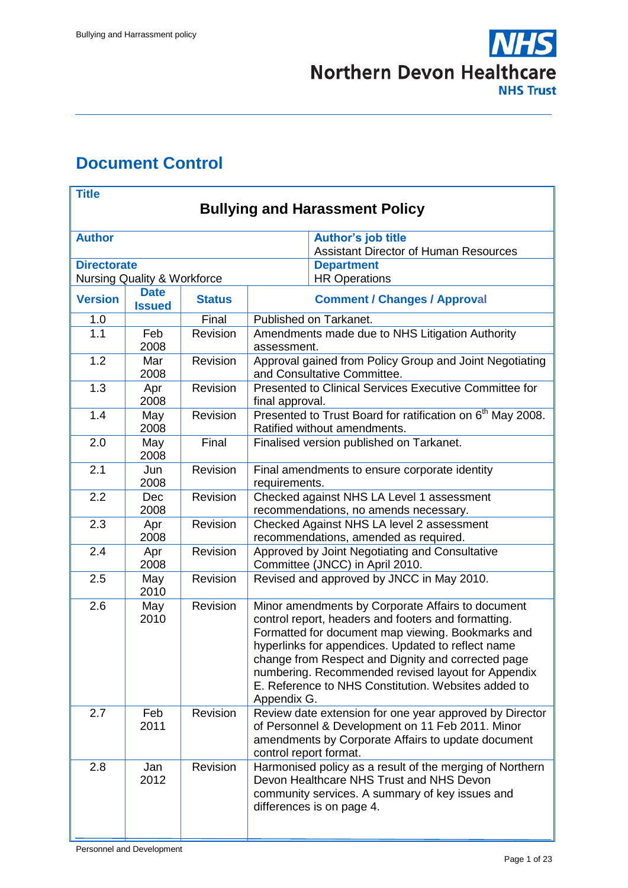# Document Control

| **Title** | | | |
|---|---|---|---|
| **Bullying and Harassment Policy** | | | |
| **Author** | | | **Author's job title**<br>Assistant Director of Human Resources |
| **Directorate**<br>Nursing Quality & Workforce | | | **Department**<br>HR Operations |
| **Version** | **Date Issued** | **Status** | **Comment / Changes / Approval** |
| 1.0 | | Final | Published on Tarkanet. |
| 1.1 | Feb 2008 | Revision | Amendments made due to NHS Litigation Authority assessment. |
| 1.2 | Mar 2008 | Revision | Approval gained from Policy Group and Joint Negotiating and Consultative Committee. |
| 1.3 | Apr 2008 | Revision | Presented to Clinical Services Executive Committee for final approval. |
| 1.4 | May 2008 | Revision | Presented to Trust Board for ratification on 6th May 2008. Ratified without amendments. |
| 2.0 | May 2008 | Final | Finalised version published on Tarkanet. |
| 2.1 | Jun 2008 | Revision | Final amendments to ensure corporate identity requirements. |
| 2.2 | Dec 2008 | Revision | Checked against NHS LA Level 1 assessment recommendations, no amends necessary. |
| 2.3 | Apr 2008 | Revision | Checked Against NHS LA level 2 assessment recommendations, amended as required. |
| 2.4 | Apr 2008 | Revision | Approved by Joint Negotiating and Consultative Committee (JNCC) in April 2010. |
| 2.5 | May 2010 | Revision | Revised and approved by JNCC in May 2010. |
| 2.6 | May 2010 | Revision | Minor amendments by Corporate Affairs to document control report, headers and footers and formatting. Formatted for document map viewing. Bookmarks and hyperlinks for appendices. Updated to reflect name change from Respect and Dignity and corrected page numbering. Recommended revised layout for Appendix E. Reference to NHS Constitution. Websites added to Appendix G. |
| 2.7 | Feb 2011 | Revision | Review date extension for one year approved by Director of Personnel & Development on 11 Feb 2011. Minor amendments by Corporate Affairs to update document control report format. |
| 2.8 | Jan 2012 | Revision | Harmonised policy as a result of the merging of Northern Devon Healthcare NHS Trust and NHS Devon community services. A summary of key issues and differences is on page 4. |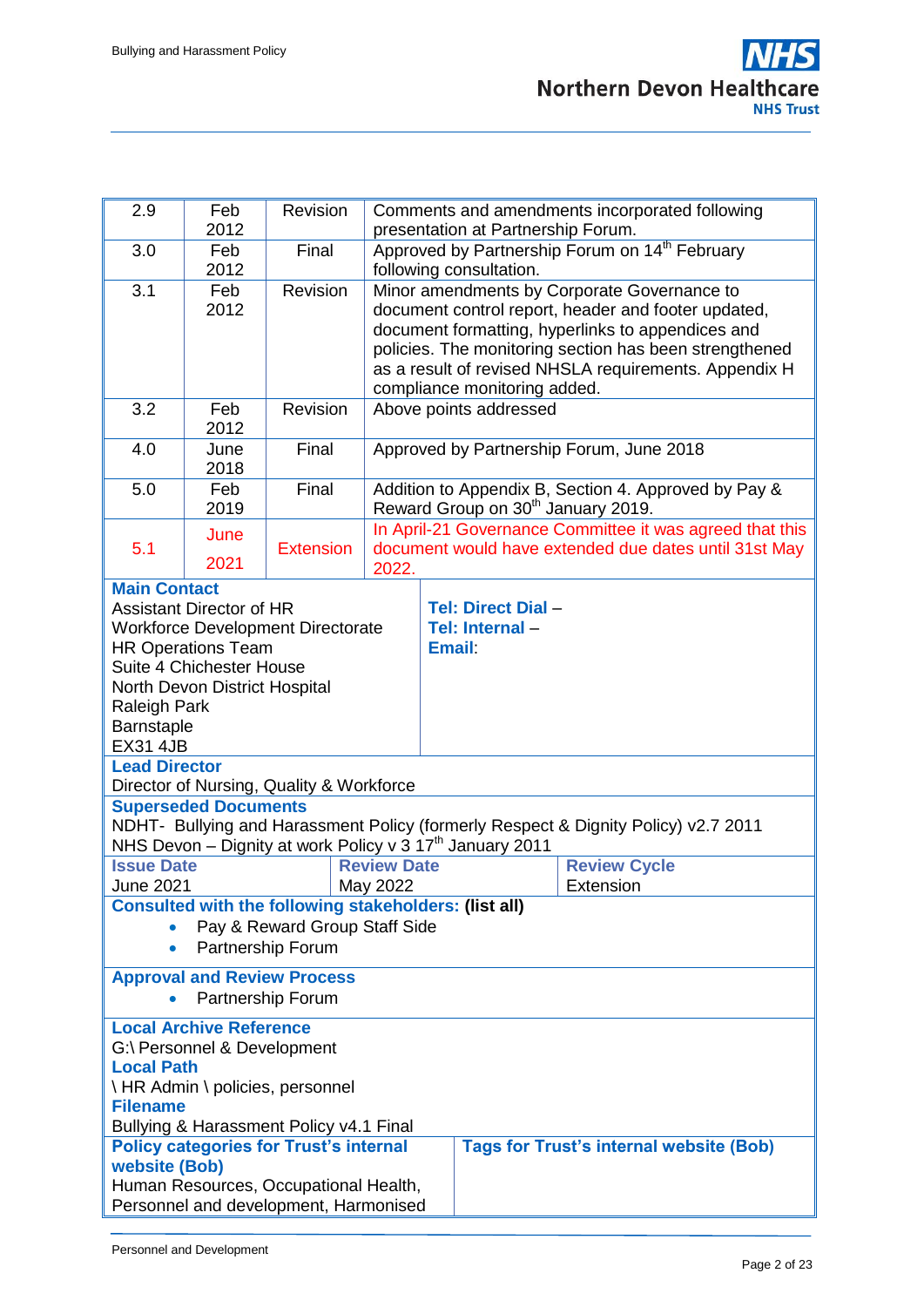| | | | |
|---|---|---|---|
| 2.9 | Feb 2012 | Revision | Comments and amendments incorporated following presentation at Partnership Forum. |
| 3.0 | Feb 2012 | Final | Approved by Partnership Forum on 14th February following consultation. |
| 3.1 | Feb 2012 | Revision | Minor amendments by Corporate Governance to document control report, header and footer updated, document formatting, hyperlinks to appendices and policies. The monitoring section has been strengthened as a result of revised NHSLA requirements. Appendix H compliance monitoring added. |
| 3.2 | Feb 2012 | Revision | Above points addressed |
| 4.0 | June 2018 | Final | Approved by Partnership Forum, June 2018 |
| 5.0 | Feb 2019 | Final | Addition to Appendix B, Section 4. Approved by Pay & Reward Group on 30th January 2019. |
| 5.1 | June 2021 | Extension | In April-21 Governance Committee it was agreed that this document would have extended due dates until 31st May 2022. |

**Main Contact**
Assistant Director of HR
Workforce Development Directorate
HR Operations Team
Suite 4 Chichester House
North Devon District Hospital
Raleigh Park
Barnstaple
EX31 4JB

**Tel: Direct Dial** –
**Tel: Internal** –
**Email**:

**Lead Director**
Director of Nursing, Quality & Workforce

**Superseded Documents**
NDHT- Bullying and Harassment Policy (formerly Respect & Dignity Policy) v2.7 2011
NHS Devon – Dignity at work Policy v 3 17th January 2011

| Issue Date | Review Date | Review Cycle |
|---|---|---|
| June 2021 | May 2022 | Extension |

**Consulted with the following stakeholders: (list all)**

- Pay & Reward Group Staff Side
- Partnership Forum

**Approval and Review Process**

- Partnership Forum

**Local Archive Reference**
G:\ Personnel & Development
**Local Path**
\ HR Admin \ policies, personnel
**Filename**
Bullying & Harassment Policy v4.1 Final

| Policy categories for Trust's internal website (Bob) | Tags for Trust's internal website (Bob) |
|---|---|
| Human Resources, Occupational Health, Personnel and development, Harmonised | |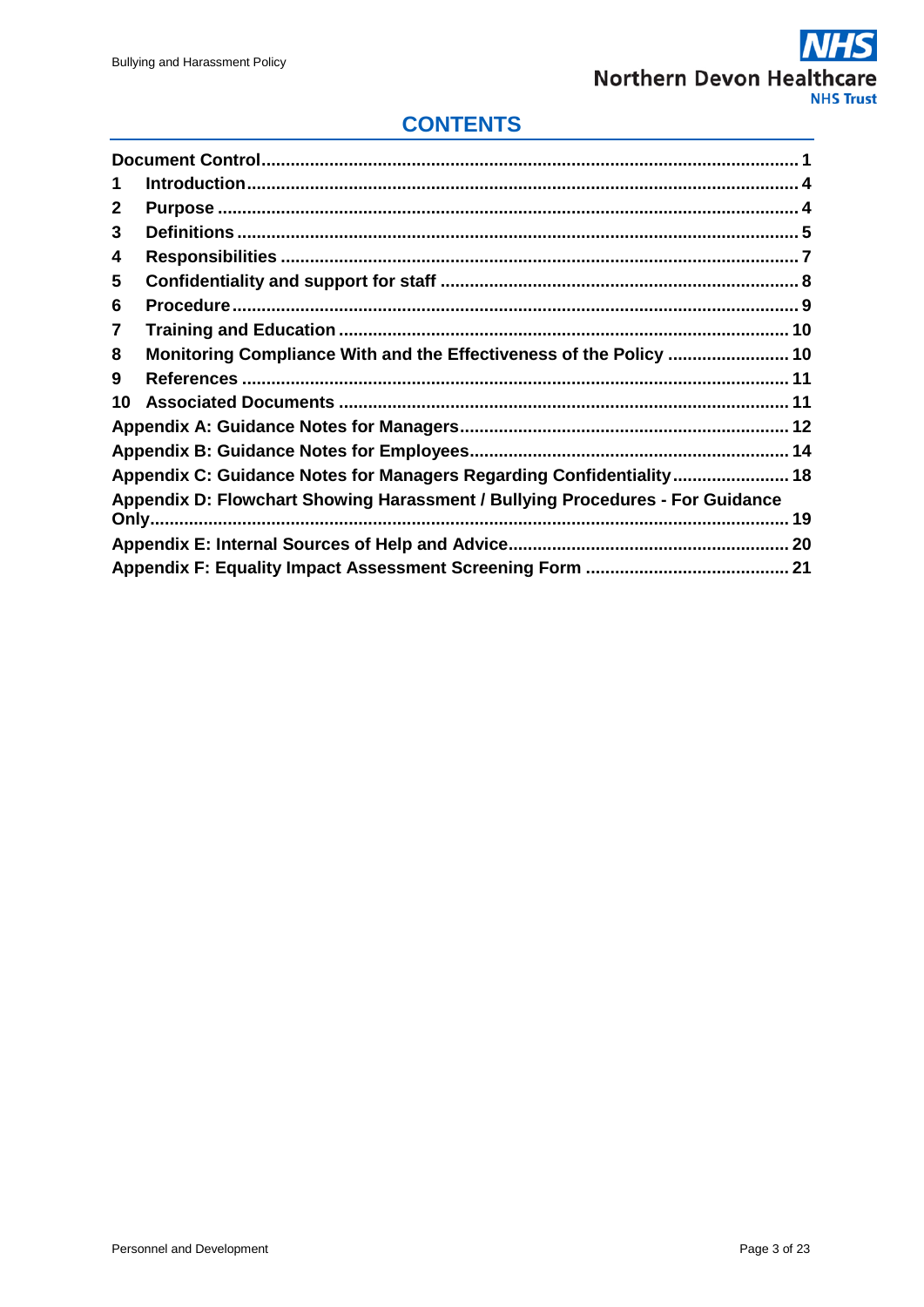## CONTENTS

| | | |
|---|---|---|
| Document Control | | 1 |
| 1 | Introduction | 4 |
| 2 | Purpose | 4 |
| 3 | Definitions | 5 |
| 4 | Responsibilities | 7 |
| 5 | Confidentiality and support for staff | 8 |
| 6 | Procedure | 9 |
| 7 | Training and Education | 10 |
| 8 | Monitoring Compliance With and the Effectiveness of the Policy | 10 |
| 9 | References | 11 |
| 10 | Associated Documents | 11 |
| Appendix A: Guidance Notes for Managers | | 12 |
| Appendix B: Guidance Notes for Employees | | 14 |
| Appendix C: Guidance Notes for Managers Regarding Confidentiality | | 18 |
| Appendix D: Flowchart Showing Harassment / Bullying Procedures - For Guidance Only | | 19 |
| Appendix E: Internal Sources of Help and Advice | | 20 |
| Appendix F: Equality Impact Assessment Screening Form | | 21 |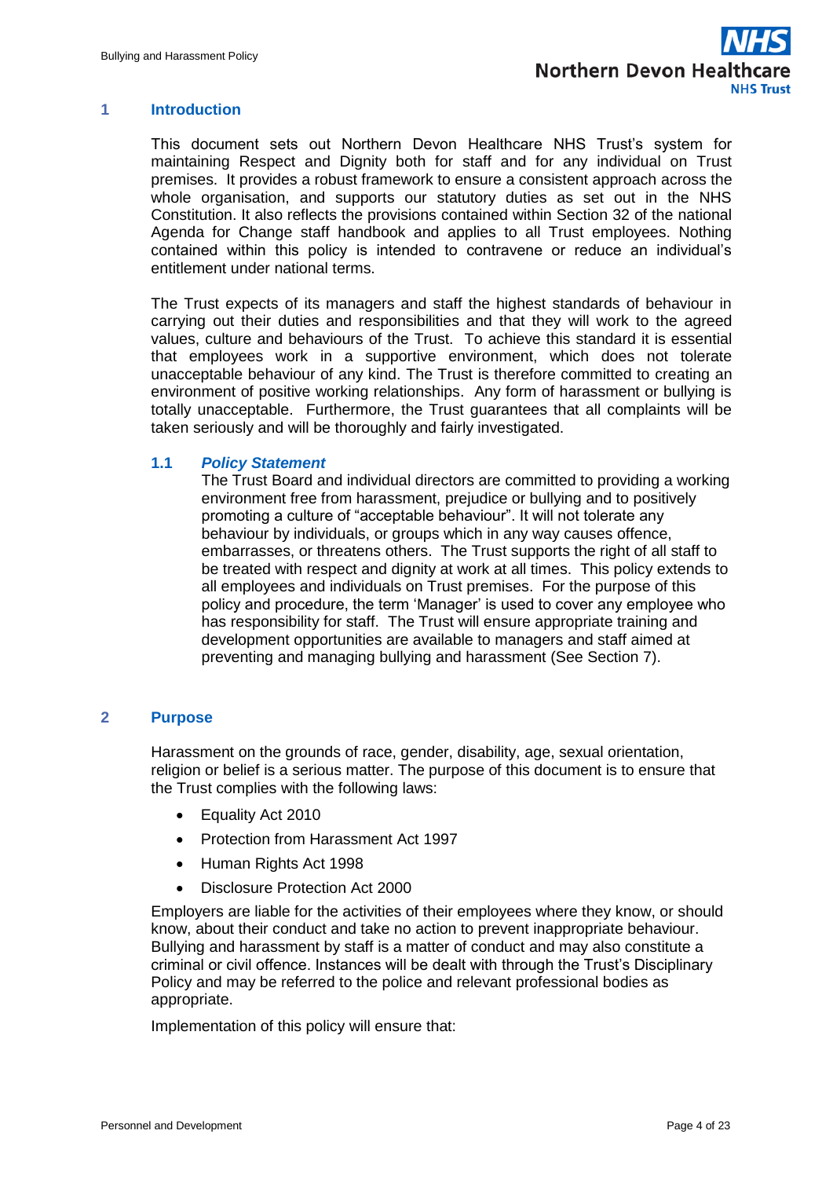## 1 Introduction

This document sets out Northern Devon Healthcare NHS Trust's system for maintaining Respect and Dignity both for staff and for any individual on Trust premises. It provides a robust framework to ensure a consistent approach across the whole organisation, and supports our statutory duties as set out in the NHS Constitution. It also reflects the provisions contained within Section 32 of the national Agenda for Change staff handbook and applies to all Trust employees. Nothing contained within this policy is intended to contravene or reduce an individual's entitlement under national terms.

The Trust expects of its managers and staff the highest standards of behaviour in carrying out their duties and responsibilities and that they will work to the agreed values, culture and behaviours of the Trust. To achieve this standard it is essential that employees work in a supportive environment, which does not tolerate unacceptable behaviour of any kind. The Trust is therefore committed to creating an environment of positive working relationships. Any form of harassment or bullying is totally unacceptable. Furthermore, the Trust guarantees that all complaints will be taken seriously and will be thoroughly and fairly investigated.

### 1.1 *Policy Statement*

The Trust Board and individual directors are committed to providing a working environment free from harassment, prejudice or bullying and to positively promoting a culture of "acceptable behaviour". It will not tolerate any behaviour by individuals, or groups which in any way causes offence, embarrasses, or threatens others. The Trust supports the right of all staff to be treated with respect and dignity at work at all times. This policy extends to all employees and individuals on Trust premises. For the purpose of this policy and procedure, the term 'Manager' is used to cover any employee who has responsibility for staff. The Trust will ensure appropriate training and development opportunities are available to managers and staff aimed at preventing and managing bullying and harassment (See Section 7).

## 2 Purpose

Harassment on the grounds of race, gender, disability, age, sexual orientation, religion or belief is a serious matter. The purpose of this document is to ensure that the Trust complies with the following laws:

- Equality Act 2010
- Protection from Harassment Act 1997
- Human Rights Act 1998
- Disclosure Protection Act 2000

Employers are liable for the activities of their employees where they know, or should know, about their conduct and take no action to prevent inappropriate behaviour. Bullying and harassment by staff is a matter of conduct and may also constitute a criminal or civil offence. Instances will be dealt with through the Trust's Disciplinary Policy and may be referred to the police and relevant professional bodies as appropriate.

Implementation of this policy will ensure that: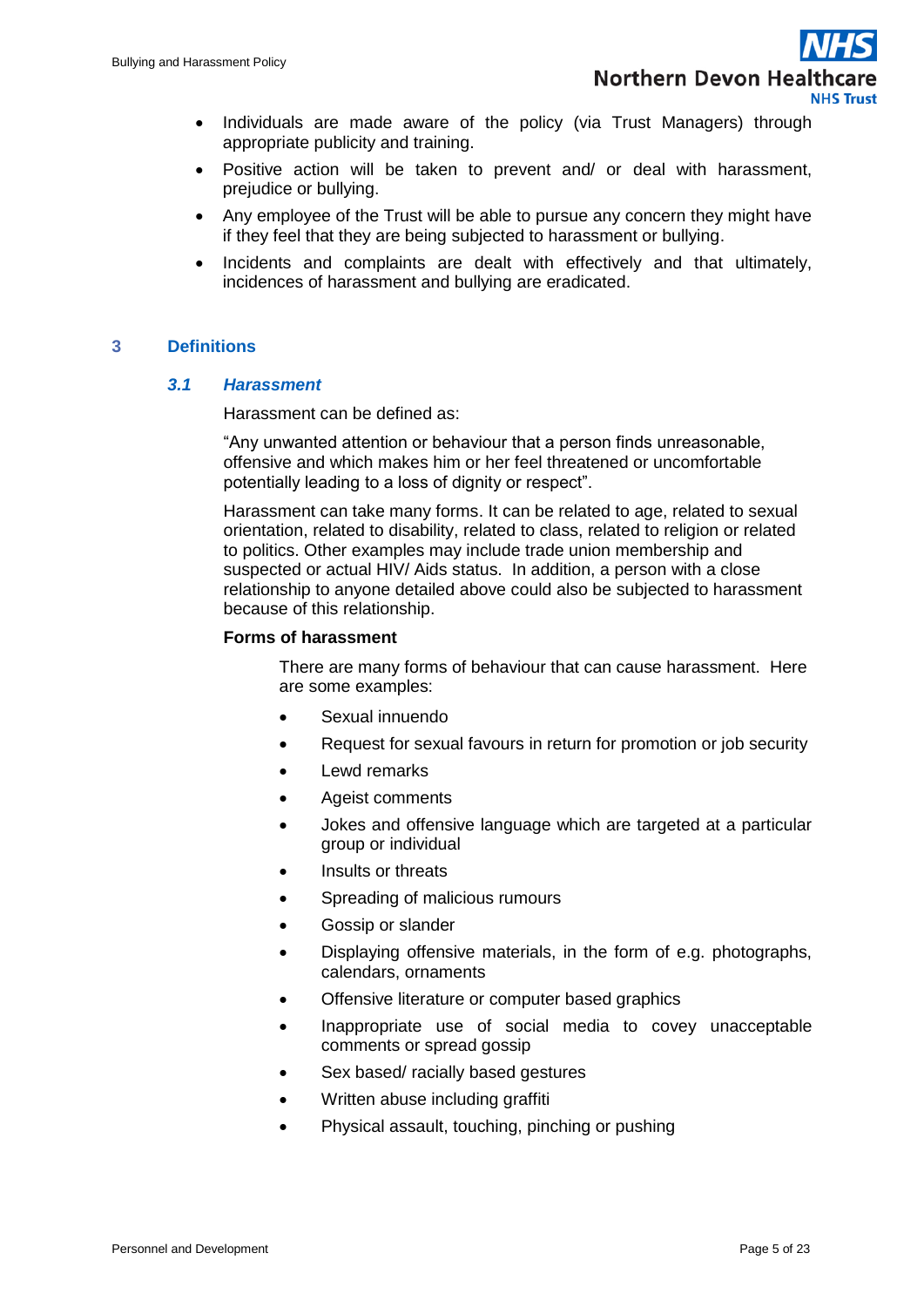- Individuals are made aware of the policy (via Trust Managers) through appropriate publicity and training.
- Positive action will be taken to prevent and/ or deal with harassment, prejudice or bullying.
- Any employee of the Trust will be able to pursue any concern they might have if they feel that they are being subjected to harassment or bullying.
- Incidents and complaints are dealt with effectively and that ultimately, incidences of harassment and bullying are eradicated.

## 3 Definitions

### *3.1 Harassment*

Harassment can be defined as:

"Any unwanted attention or behaviour that a person finds unreasonable, offensive and which makes him or her feel threatened or uncomfortable potentially leading to a loss of dignity or respect".

Harassment can take many forms. It can be related to age, related to sexual orientation, related to disability, related to class, related to religion or related to politics. Other examples may include trade union membership and suspected or actual HIV/ Aids status. In addition, a person with a close relationship to anyone detailed above could also be subjected to harassment because of this relationship.

**Forms of harassment**

There are many forms of behaviour that can cause harassment. Here are some examples:

- Sexual innuendo
- Request for sexual favours in return for promotion or job security
- Lewd remarks
- Ageist comments
- Jokes and offensive language which are targeted at a particular group or individual
- Insults or threats
- Spreading of malicious rumours
- Gossip or slander
- Displaying offensive materials, in the form of e.g. photographs, calendars, ornaments
- Offensive literature or computer based graphics
- Inappropriate use of social media to covey unacceptable comments or spread gossip
- Sex based/ racially based gestures
- Written abuse including graffiti
- Physical assault, touching, pinching or pushing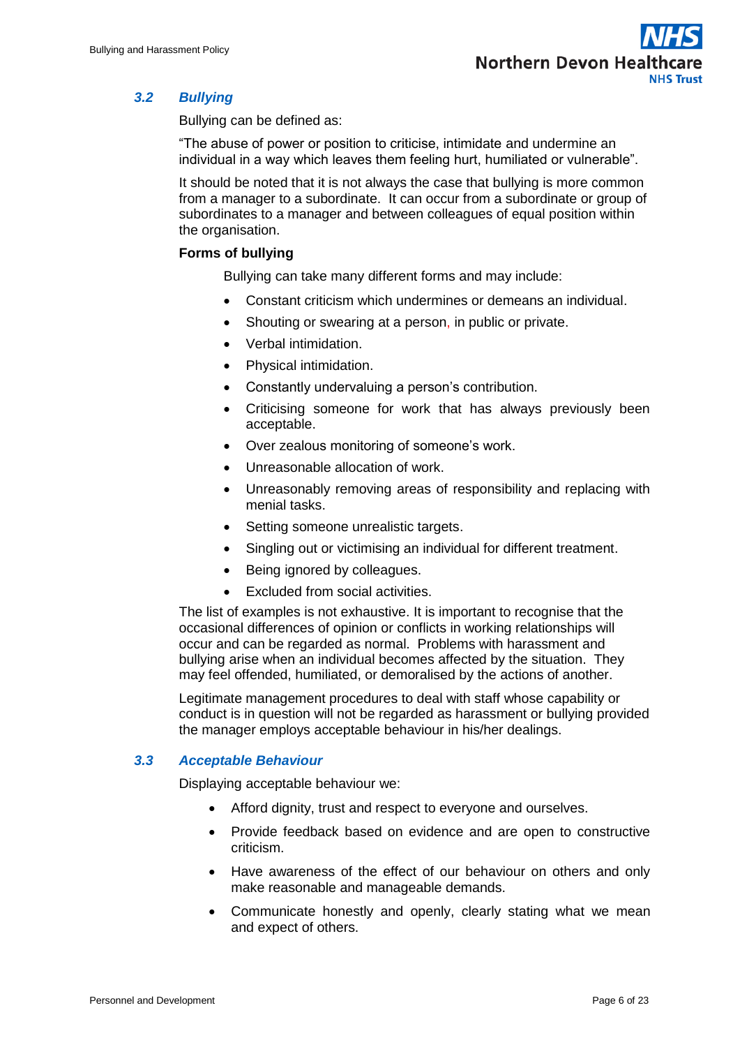### *3.2 Bullying*

Bullying can be defined as:

"The abuse of power or position to criticise, intimidate and undermine an individual in a way which leaves them feeling hurt, humiliated or vulnerable".

It should be noted that it is not always the case that bullying is more common from a manager to a subordinate. It can occur from a subordinate or group of subordinates to a manager and between colleagues of equal position within the organisation.

**Forms of bullying**

Bullying can take many different forms and may include:

- Constant criticism which undermines or demeans an individual.
- Shouting or swearing at a person, in public or private.
- Verbal intimidation.
- Physical intimidation.
- Constantly undervaluing a person's contribution.
- Criticising someone for work that has always previously been acceptable.
- Over zealous monitoring of someone's work.
- Unreasonable allocation of work.
- Unreasonably removing areas of responsibility and replacing with menial tasks.
- Setting someone unrealistic targets.
- Singling out or victimising an individual for different treatment.
- Being ignored by colleagues.
- Excluded from social activities.

The list of examples is not exhaustive. It is important to recognise that the occasional differences of opinion or conflicts in working relationships will occur and can be regarded as normal. Problems with harassment and bullying arise when an individual becomes affected by the situation. They may feel offended, humiliated, or demoralised by the actions of another.

Legitimate management procedures to deal with staff whose capability or conduct is in question will not be regarded as harassment or bullying provided the manager employs acceptable behaviour in his/her dealings.

### *3.3 Acceptable Behaviour*

Displaying acceptable behaviour we:

- Afford dignity, trust and respect to everyone and ourselves.
- Provide feedback based on evidence and are open to constructive criticism.
- Have awareness of the effect of our behaviour on others and only make reasonable and manageable demands.
- Communicate honestly and openly, clearly stating what we mean and expect of others.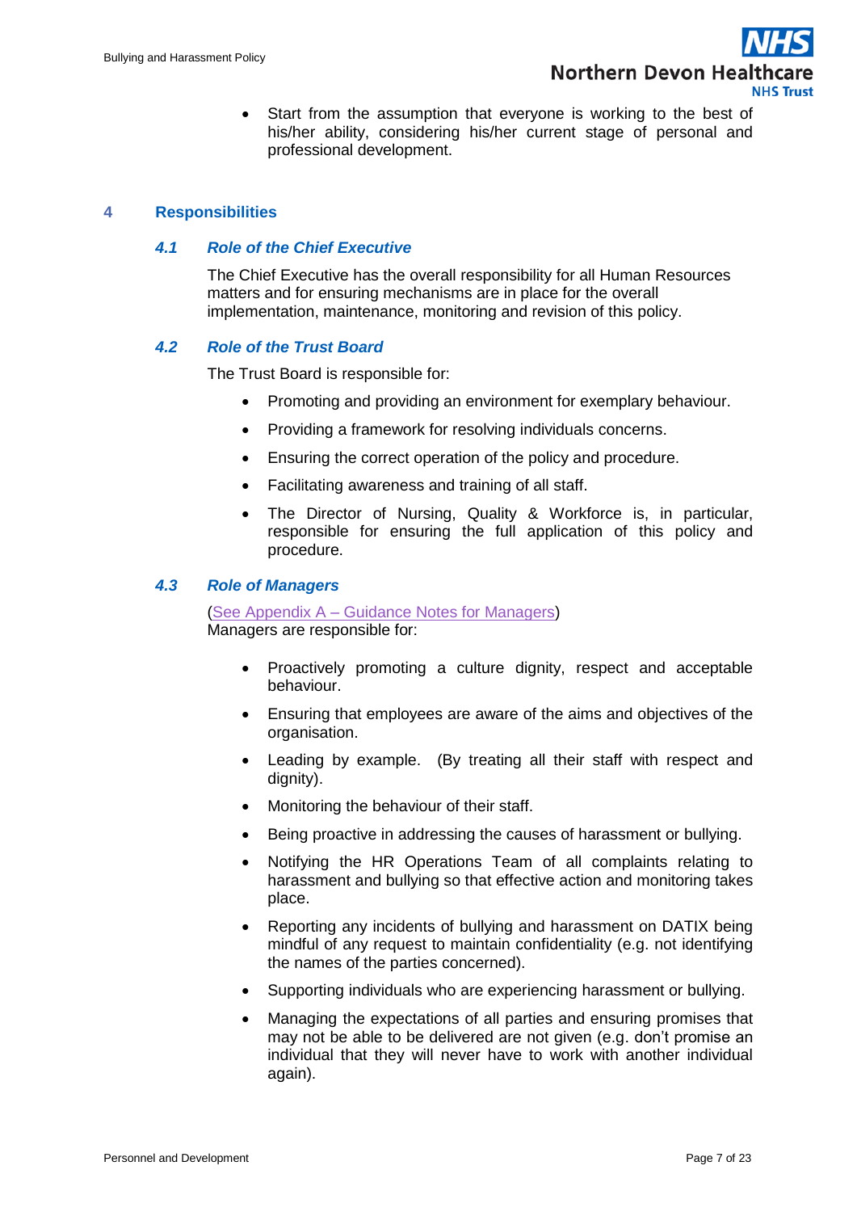- Start from the assumption that everyone is working to the best of his/her ability, considering his/her current stage of personal and professional development.

## 4 Responsibilities

### *4.1 Role of the Chief Executive*

The Chief Executive has the overall responsibility for all Human Resources matters and for ensuring mechanisms are in place for the overall implementation, maintenance, monitoring and revision of this policy.

### *4.2 Role of the Trust Board*

The Trust Board is responsible for:

- Promoting and providing an environment for exemplary behaviour.
- Providing a framework for resolving individuals concerns.
- Ensuring the correct operation of the policy and procedure.
- Facilitating awareness and training of all staff.
- The Director of Nursing, Quality & Workforce is, in particular, responsible for ensuring the full application of this policy and procedure.

### *4.3 Role of Managers*

(See Appendix A – Guidance Notes for Managers)
Managers are responsible for:

- Proactively promoting a culture dignity, respect and acceptable behaviour.
- Ensuring that employees are aware of the aims and objectives of the organisation.
- Leading by example. (By treating all their staff with respect and dignity).
- Monitoring the behaviour of their staff.
- Being proactive in addressing the causes of harassment or bullying.
- Notifying the HR Operations Team of all complaints relating to harassment and bullying so that effective action and monitoring takes place.
- Reporting any incidents of bullying and harassment on DATIX being mindful of any request to maintain confidentiality (e.g. not identifying the names of the parties concerned).
- Supporting individuals who are experiencing harassment or bullying.
- Managing the expectations of all parties and ensuring promises that may not be able to be delivered are not given (e.g. don't promise an individual that they will never have to work with another individual again).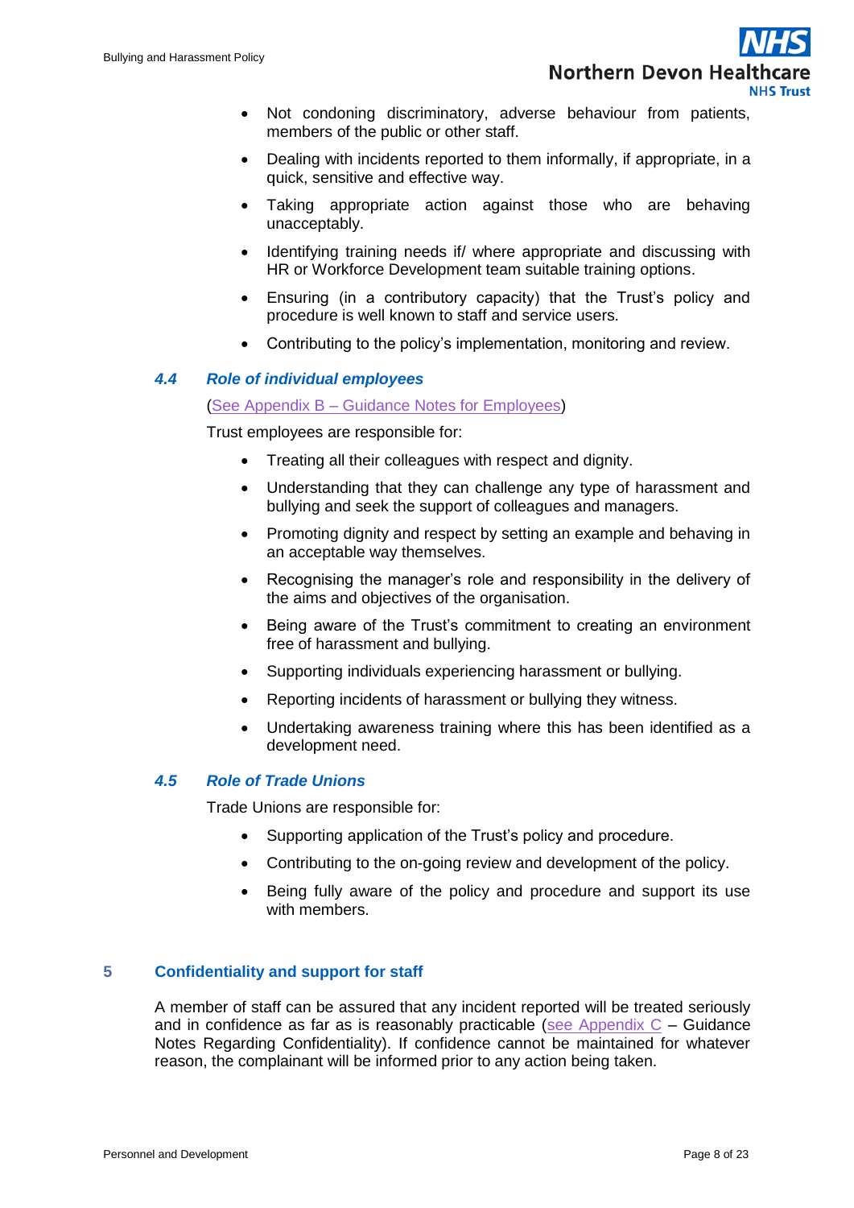- Not condoning discriminatory, adverse behaviour from patients, members of the public or other staff.
- Dealing with incidents reported to them informally, if appropriate, in a quick, sensitive and effective way.
- Taking appropriate action against those who are behaving unacceptably.
- Identifying training needs if/ where appropriate and discussing with HR or Workforce Development team suitable training options.
- Ensuring (in a contributory capacity) that the Trust's policy and procedure is well known to staff and service users.
- Contributing to the policy's implementation, monitoring and review.

### *4.4 Role of individual employees*

(See Appendix B – Guidance Notes for Employees)

Trust employees are responsible for:

- Treating all their colleagues with respect and dignity.
- Understanding that they can challenge any type of harassment and bullying and seek the support of colleagues and managers.
- Promoting dignity and respect by setting an example and behaving in an acceptable way themselves.
- Recognising the manager's role and responsibility in the delivery of the aims and objectives of the organisation.
- Being aware of the Trust's commitment to creating an environment free of harassment and bullying.
- Supporting individuals experiencing harassment or bullying.
- Reporting incidents of harassment or bullying they witness.
- Undertaking awareness training where this has been identified as a development need.

### *4.5 Role of Trade Unions*

Trade Unions are responsible for:

- Supporting application of the Trust's policy and procedure.
- Contributing to the on-going review and development of the policy.
- Being fully aware of the policy and procedure and support its use with members.

## 5 Confidentiality and support for staff

A member of staff can be assured that any incident reported will be treated seriously and in confidence as far as is reasonably practicable (see Appendix C – Guidance Notes Regarding Confidentiality). If confidence cannot be maintained for whatever reason, the complainant will be informed prior to any action being taken.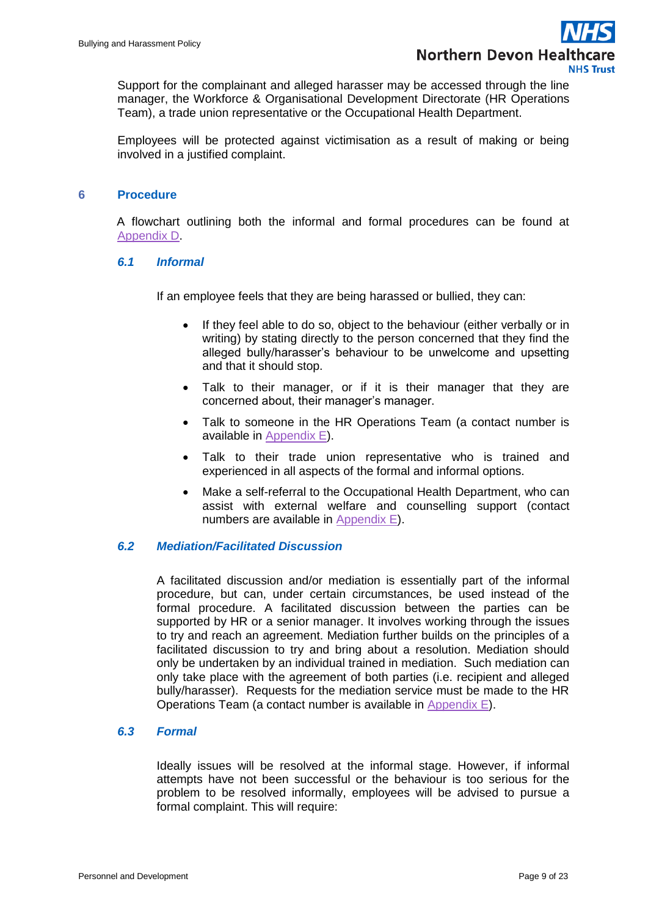Support for the complainant and alleged harasser may be accessed through the line manager, the Workforce & Organisational Development Directorate (HR Operations Team), a trade union representative or the Occupational Health Department.

Employees will be protected against victimisation as a result of making or being involved in a justified complaint.

## 6 Procedure

A flowchart outlining both the informal and formal procedures can be found at Appendix D.

### *6.1 Informal*

If an employee feels that they are being harassed or bullied, they can:

- If they feel able to do so, object to the behaviour (either verbally or in writing) by stating directly to the person concerned that they find the alleged bully/harasser's behaviour to be unwelcome and upsetting and that it should stop.
- Talk to their manager, or if it is their manager that they are concerned about, their manager's manager.
- Talk to someone in the HR Operations Team (a contact number is available in Appendix E).
- Talk to their trade union representative who is trained and experienced in all aspects of the formal and informal options.
- Make a self-referral to the Occupational Health Department, who can assist with external welfare and counselling support (contact numbers are available in Appendix E).

### *6.2 Mediation/Facilitated Discussion*

A facilitated discussion and/or mediation is essentially part of the informal procedure, but can, under certain circumstances, be used instead of the formal procedure. A facilitated discussion between the parties can be supported by HR or a senior manager. It involves working through the issues to try and reach an agreement. Mediation further builds on the principles of a facilitated discussion to try and bring about a resolution. Mediation should only be undertaken by an individual trained in mediation. Such mediation can only take place with the agreement of both parties (i.e. recipient and alleged bully/harasser). Requests for the mediation service must be made to the HR Operations Team (a contact number is available in Appendix E).

### *6.3 Formal*

Ideally issues will be resolved at the informal stage. However, if informal attempts have not been successful or the behaviour is too serious for the problem to be resolved informally, employees will be advised to pursue a formal complaint. This will require: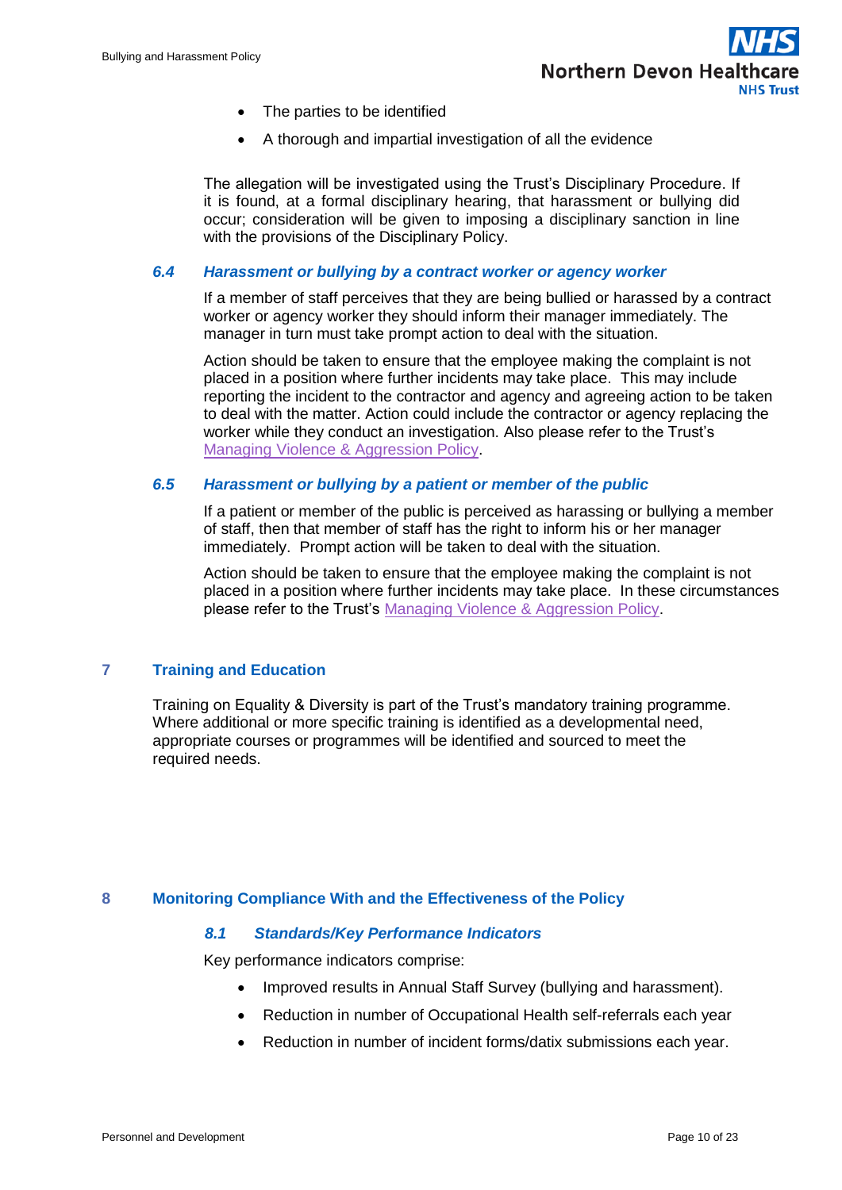- The parties to be identified
- A thorough and impartial investigation of all the evidence

The allegation will be investigated using the Trust's Disciplinary Procedure. If it is found, at a formal disciplinary hearing, that harassment or bullying did occur; consideration will be given to imposing a disciplinary sanction in line with the provisions of the Disciplinary Policy.

### *6.4 Harassment or bullying by a contract worker or agency worker*

If a member of staff perceives that they are being bullied or harassed by a contract worker or agency worker they should inform their manager immediately. The manager in turn must take prompt action to deal with the situation.

Action should be taken to ensure that the employee making the complaint is not placed in a position where further incidents may take place. This may include reporting the incident to the contractor and agency and agreeing action to be taken to deal with the matter. Action could include the contractor or agency replacing the worker while they conduct an investigation. Also please refer to the Trust's Managing Violence & Aggression Policy.

### *6.5 Harassment or bullying by a patient or member of the public*

If a patient or member of the public is perceived as harassing or bullying a member of staff, then that member of staff has the right to inform his or her manager immediately. Prompt action will be taken to deal with the situation.

Action should be taken to ensure that the employee making the complaint is not placed in a position where further incidents may take place. In these circumstances please refer to the Trust's Managing Violence & Aggression Policy.

## 7 Training and Education

Training on Equality & Diversity is part of the Trust's mandatory training programme. Where additional or more specific training is identified as a developmental need, appropriate courses or programmes will be identified and sourced to meet the required needs.

## 8 Monitoring Compliance With and the Effectiveness of the Policy

### *8.1 Standards/Key Performance Indicators*

Key performance indicators comprise:

- Improved results in Annual Staff Survey (bullying and harassment).
- Reduction in number of Occupational Health self-referrals each year
- Reduction in number of incident forms/datix submissions each year.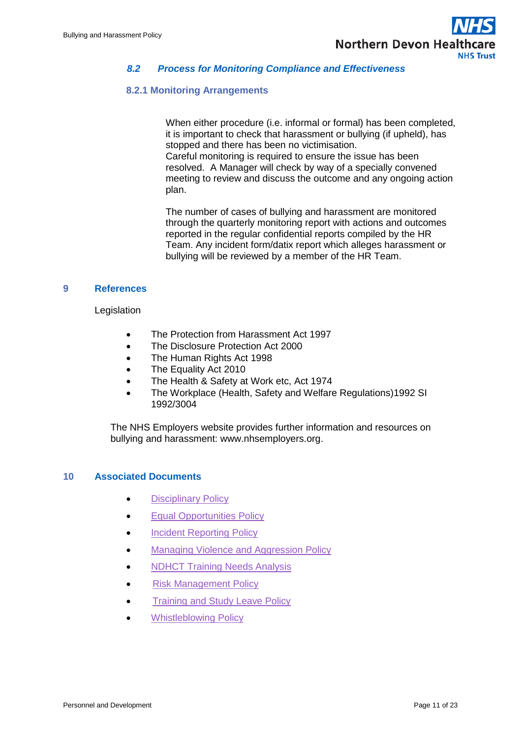### *8.2 Process for Monitoring Compliance and Effectiveness*

#### 8.2.1 Monitoring Arrangements

When either procedure (i.e. informal or formal) has been completed, it is important to check that harassment or bullying (if upheld), has stopped and there has been no victimisation.
Careful monitoring is required to ensure the issue has been resolved. A Manager will check by way of a specially convened meeting to review and discuss the outcome and any ongoing action plan.

The number of cases of bullying and harassment are monitored through the quarterly monitoring report with actions and outcomes reported in the regular confidential reports compiled by the HR Team. Any incident form/datix report which alleges harassment or bullying will be reviewed by a member of the HR Team.

## 9 References

Legislation

- The Protection from Harassment Act 1997
- The Disclosure Protection Act 2000
- The Human Rights Act 1998
- The Equality Act 2010
- The Health & Safety at Work etc, Act 1974
- The Workplace (Health, Safety and Welfare Regulations)1992 SI 1992/3004

The NHS Employers website provides further information and resources on bullying and harassment: www.nhsemployers.org.

## 10 Associated Documents

- Disciplinary Policy
- Equal Opportunities Policy
- Incident Reporting Policy
- Managing Violence and Aggression Policy
- NDHCT Training Needs Analysis
- Risk Management Policy
- Training and Study Leave Policy
- Whistleblowing Policy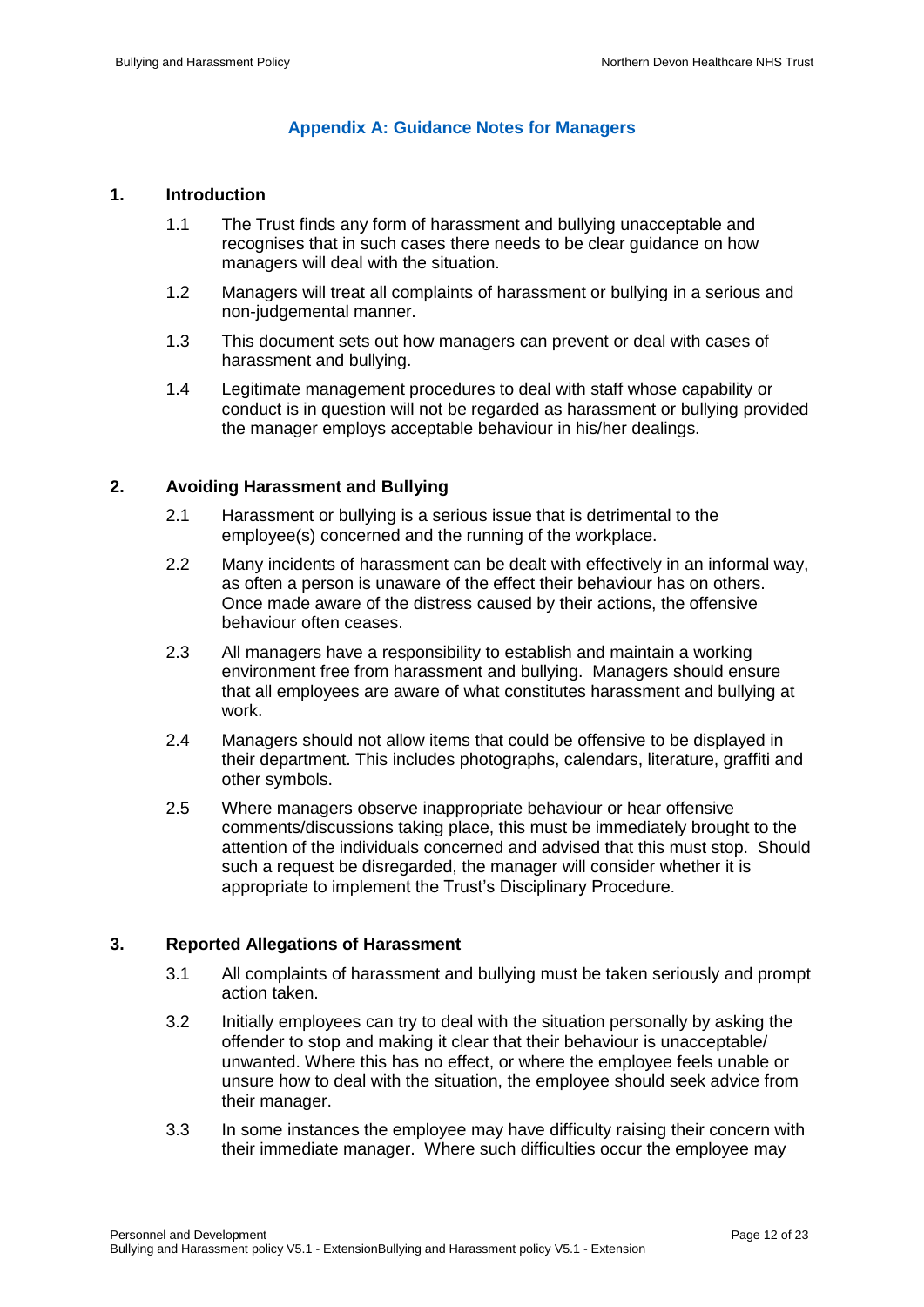## Appendix A: Guidance Notes for Managers

### 1. Introduction

1.1 The Trust finds any form of harassment and bullying unacceptable and recognises that in such cases there needs to be clear guidance on how managers will deal with the situation.

1.2 Managers will treat all complaints of harassment or bullying in a serious and non-judgemental manner.

1.3 This document sets out how managers can prevent or deal with cases of harassment and bullying.

1.4 Legitimate management procedures to deal with staff whose capability or conduct is in question will not be regarded as harassment or bullying provided the manager employs acceptable behaviour in his/her dealings.

### 2. Avoiding Harassment and Bullying

2.1 Harassment or bullying is a serious issue that is detrimental to the employee(s) concerned and the running of the workplace.

2.2 Many incidents of harassment can be dealt with effectively in an informal way, as often a person is unaware of the effect their behaviour has on others. Once made aware of the distress caused by their actions, the offensive behaviour often ceases.

2.3 All managers have a responsibility to establish and maintain a working environment free from harassment and bullying. Managers should ensure that all employees are aware of what constitutes harassment and bullying at work.

2.4 Managers should not allow items that could be offensive to be displayed in their department. This includes photographs, calendars, literature, graffiti and other symbols.

2.5 Where managers observe inappropriate behaviour or hear offensive comments/discussions taking place, this must be immediately brought to the attention of the individuals concerned and advised that this must stop. Should such a request be disregarded, the manager will consider whether it is appropriate to implement the Trust's Disciplinary Procedure.

### 3. Reported Allegations of Harassment

3.1 All complaints of harassment and bullying must be taken seriously and prompt action taken.

3.2 Initially employees can try to deal with the situation personally by asking the offender to stop and making it clear that their behaviour is unacceptable/ unwanted. Where this has no effect, or where the employee feels unable or unsure how to deal with the situation, the employee should seek advice from their manager.

3.3 In some instances the employee may have difficulty raising their concern with their immediate manager. Where such difficulties occur the employee may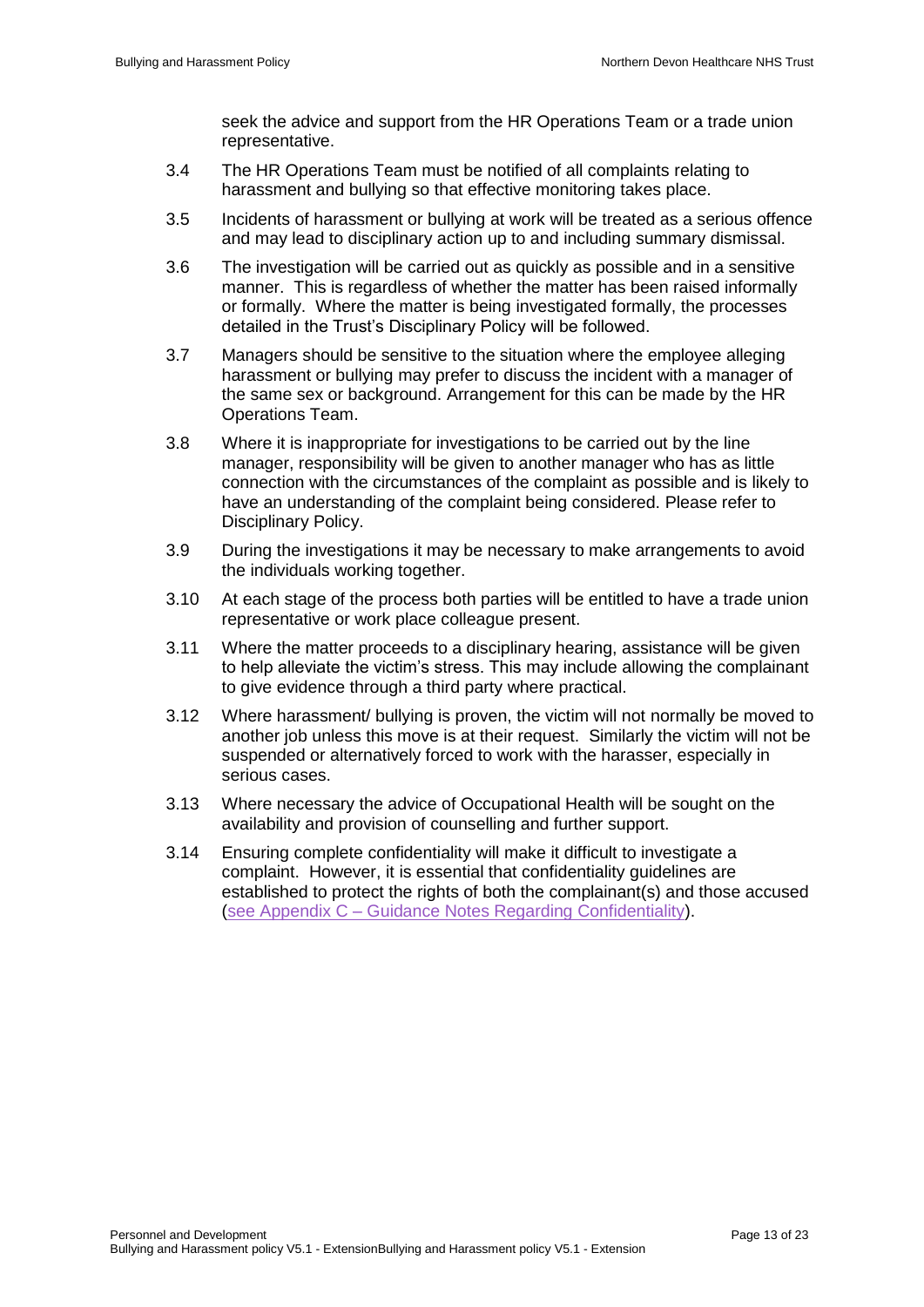seek the advice and support from the HR Operations Team or a trade union representative.

3.4 The HR Operations Team must be notified of all complaints relating to harassment and bullying so that effective monitoring takes place.

3.5 Incidents of harassment or bullying at work will be treated as a serious offence and may lead to disciplinary action up to and including summary dismissal.

3.6 The investigation will be carried out as quickly as possible and in a sensitive manner. This is regardless of whether the matter has been raised informally or formally. Where the matter is being investigated formally, the processes detailed in the Trust's Disciplinary Policy will be followed.

3.7 Managers should be sensitive to the situation where the employee alleging harassment or bullying may prefer to discuss the incident with a manager of the same sex or background. Arrangement for this can be made by the HR Operations Team.

3.8 Where it is inappropriate for investigations to be carried out by the line manager, responsibility will be given to another manager who has as little connection with the circumstances of the complaint as possible and is likely to have an understanding of the complaint being considered. Please refer to Disciplinary Policy.

3.9 During the investigations it may be necessary to make arrangements to avoid the individuals working together.

3.10 At each stage of the process both parties will be entitled to have a trade union representative or work place colleague present.

3.11 Where the matter proceeds to a disciplinary hearing, assistance will be given to help alleviate the victim's stress. This may include allowing the complainant to give evidence through a third party where practical.

3.12 Where harassment/ bullying is proven, the victim will not normally be moved to another job unless this move is at their request. Similarly the victim will not be suspended or alternatively forced to work with the harasser, especially in serious cases.

3.13 Where necessary the advice of Occupational Health will be sought on the availability and provision of counselling and further support.

3.14 Ensuring complete confidentiality will make it difficult to investigate a complaint. However, it is essential that confidentiality guidelines are established to protect the rights of both the complainant(s) and those accused (see Appendix C – Guidance Notes Regarding Confidentiality).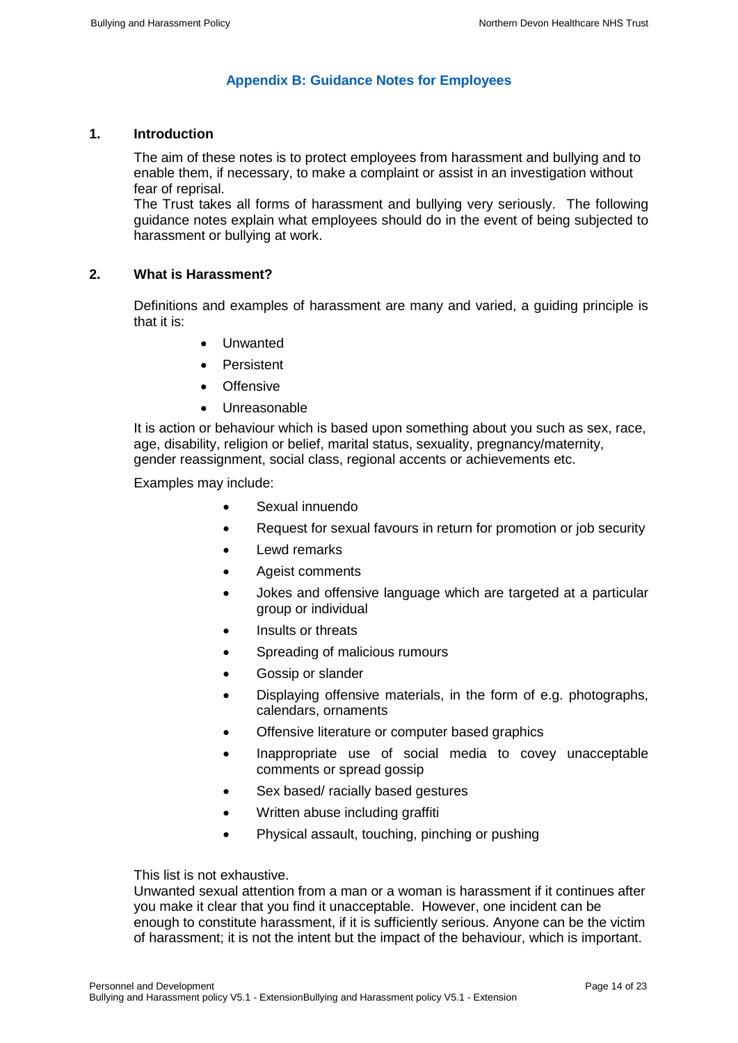## Appendix B: Guidance Notes for Employees

### 1. Introduction

The aim of these notes is to protect employees from harassment and bullying and to enable them, if necessary, to make a complaint or assist in an investigation without fear of reprisal.
The Trust takes all forms of harassment and bullying very seriously. The following guidance notes explain what employees should do in the event of being subjected to harassment or bullying at work.

### 2. What is Harassment?

Definitions and examples of harassment are many and varied, a guiding principle is that it is:

- Unwanted
- Persistent
- Offensive
- Unreasonable

It is action or behaviour which is based upon something about you such as sex, race, age, disability, religion or belief, marital status, sexuality, pregnancy/maternity, gender reassignment, social class, regional accents or achievements etc.

Examples may include:

- Sexual innuendo
- Request for sexual favours in return for promotion or job security
- Lewd remarks
- Ageist comments
- Jokes and offensive language which are targeted at a particular group or individual
- Insults or threats
- Spreading of malicious rumours
- Gossip or slander
- Displaying offensive materials, in the form of e.g. photographs, calendars, ornaments
- Offensive literature or computer based graphics
- Inappropriate use of social media to covey unacceptable comments or spread gossip
- Sex based/ racially based gestures
- Written abuse including graffiti
- Physical assault, touching, pinching or pushing

This list is not exhaustive.
Unwanted sexual attention from a man or a woman is harassment if it continues after you make it clear that you find it unacceptable. However, one incident can be enough to constitute harassment, if it is sufficiently serious. Anyone can be the victim of harassment; it is not the intent but the impact of the behaviour, which is important.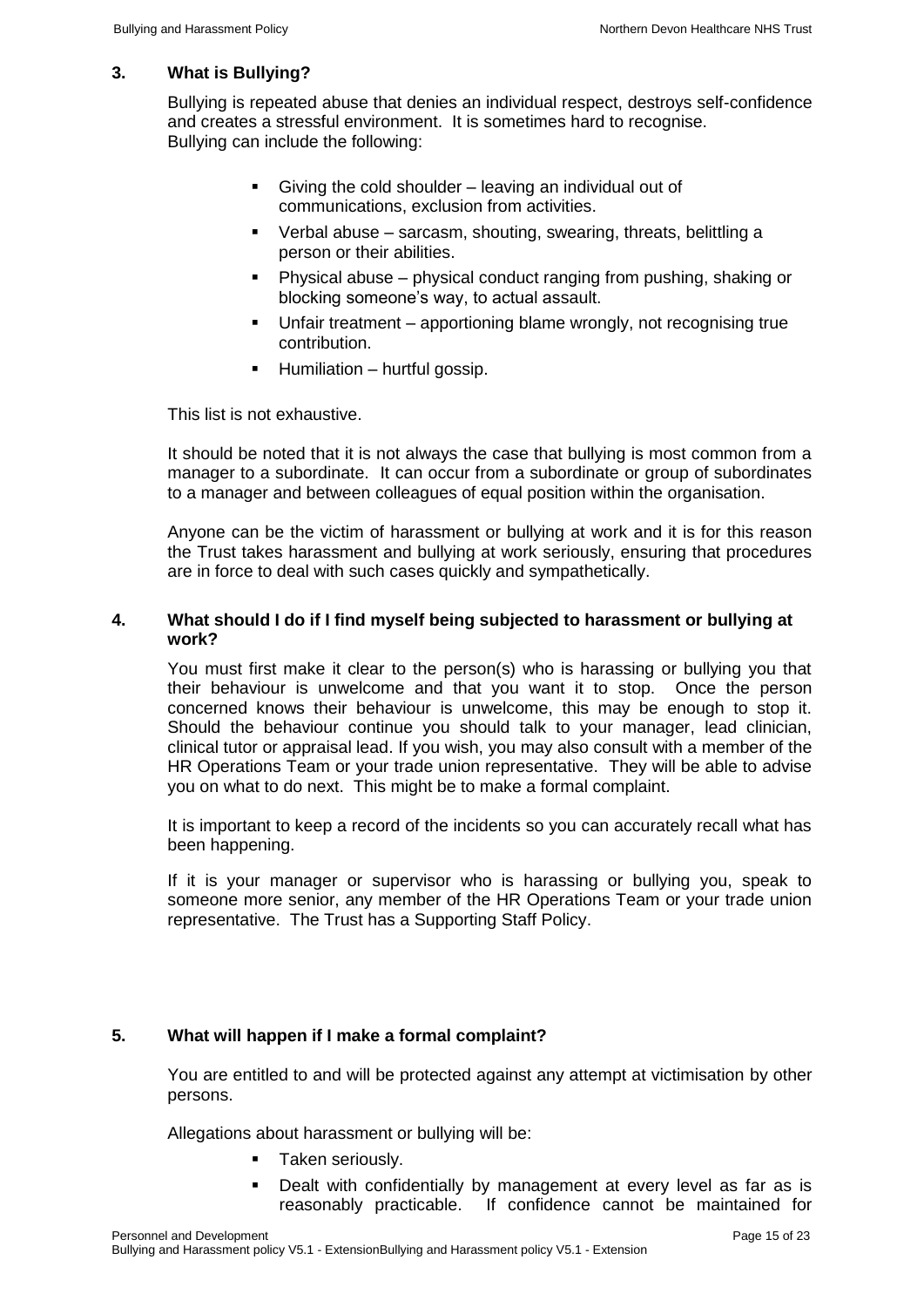## 3. What is Bullying?

Bullying is repeated abuse that denies an individual respect, destroys self-confidence and creates a stressful environment. It is sometimes hard to recognise. Bullying can include the following:

- Giving the cold shoulder – leaving an individual out of communications, exclusion from activities.
- Verbal abuse – sarcasm, shouting, swearing, threats, belittling a person or their abilities.
- Physical abuse – physical conduct ranging from pushing, shaking or blocking someone's way, to actual assault.
- Unfair treatment – apportioning blame wrongly, not recognising true contribution.
- Humiliation – hurtful gossip.

This list is not exhaustive.

It should be noted that it is not always the case that bullying is most common from a manager to a subordinate. It can occur from a subordinate or group of subordinates to a manager and between colleagues of equal position within the organisation.

Anyone can be the victim of harassment or bullying at work and it is for this reason the Trust takes harassment and bullying at work seriously, ensuring that procedures are in force to deal with such cases quickly and sympathetically.

## 4. What should I do if I find myself being subjected to harassment or bullying at work?

You must first make it clear to the person(s) who is harassing or bullying you that their behaviour is unwelcome and that you want it to stop. Once the person concerned knows their behaviour is unwelcome, this may be enough to stop it. Should the behaviour continue you should talk to your manager, lead clinician, clinical tutor or appraisal lead. If you wish, you may also consult with a member of the HR Operations Team or your trade union representative. They will be able to advise you on what to do next. This might be to make a formal complaint.

It is important to keep a record of the incidents so you can accurately recall what has been happening.

If it is your manager or supervisor who is harassing or bullying you, speak to someone more senior, any member of the HR Operations Team or your trade union representative. The Trust has a Supporting Staff Policy.

## 5. What will happen if I make a formal complaint?

You are entitled to and will be protected against any attempt at victimisation by other persons.

Allegations about harassment or bullying will be:

- Taken seriously.
- Dealt with confidentially by management at every level as far as is reasonably practicable. If confidence cannot be maintained for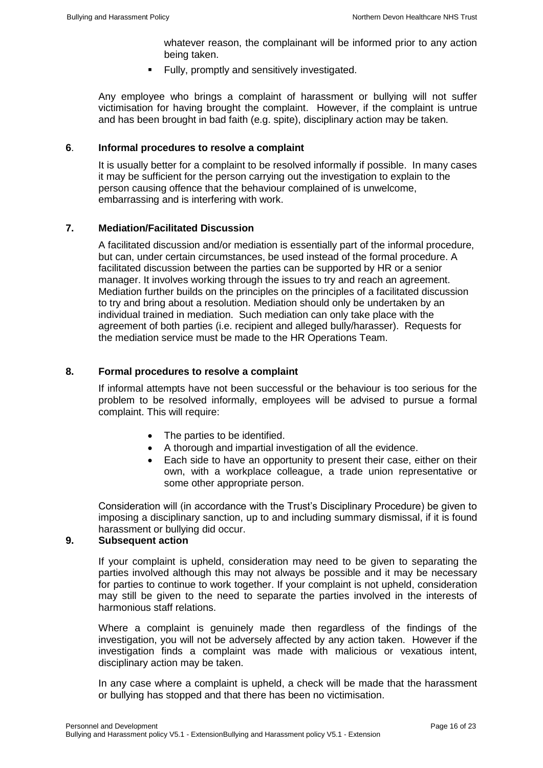whatever reason, the complainant will be informed prior to any action being taken.

- Fully, promptly and sensitively investigated.

Any employee who brings a complaint of harassment or bullying will not suffer victimisation for having brought the complaint. However, if the complaint is untrue and has been brought in bad faith (e.g. spite), disciplinary action may be taken.

## 6. Informal procedures to resolve a complaint

It is usually better for a complaint to be resolved informally if possible. In many cases it may be sufficient for the person carrying out the investigation to explain to the person causing offence that the behaviour complained of is unwelcome, embarrassing and is interfering with work.

## 7. Mediation/Facilitated Discussion

A facilitated discussion and/or mediation is essentially part of the informal procedure, but can, under certain circumstances, be used instead of the formal procedure. A facilitated discussion between the parties can be supported by HR or a senior manager. It involves working through the issues to try and reach an agreement. Mediation further builds on the principles on the principles of a facilitated discussion to try and bring about a resolution. Mediation should only be undertaken by an individual trained in mediation. Such mediation can only take place with the agreement of both parties (i.e. recipient and alleged bully/harasser). Requests for the mediation service must be made to the HR Operations Team.

## 8. Formal procedures to resolve a complaint

If informal attempts have not been successful or the behaviour is too serious for the problem to be resolved informally, employees will be advised to pursue a formal complaint. This will require:

- The parties to be identified.
- A thorough and impartial investigation of all the evidence.
- Each side to have an opportunity to present their case, either on their own, with a workplace colleague, a trade union representative or some other appropriate person.

Consideration will (in accordance with the Trust's Disciplinary Procedure) be given to imposing a disciplinary sanction, up to and including summary dismissal, if it is found harassment or bullying did occur.

## 9. Subsequent action

If your complaint is upheld, consideration may need to be given to separating the parties involved although this may not always be possible and it may be necessary for parties to continue to work together. If your complaint is not upheld, consideration may still be given to the need to separate the parties involved in the interests of harmonious staff relations.

Where a complaint is genuinely made then regardless of the findings of the investigation, you will not be adversely affected by any action taken. However if the investigation finds a complaint was made with malicious or vexatious intent, disciplinary action may be taken.

In any case where a complaint is upheld, a check will be made that the harassment or bullying has stopped and that there has been no victimisation.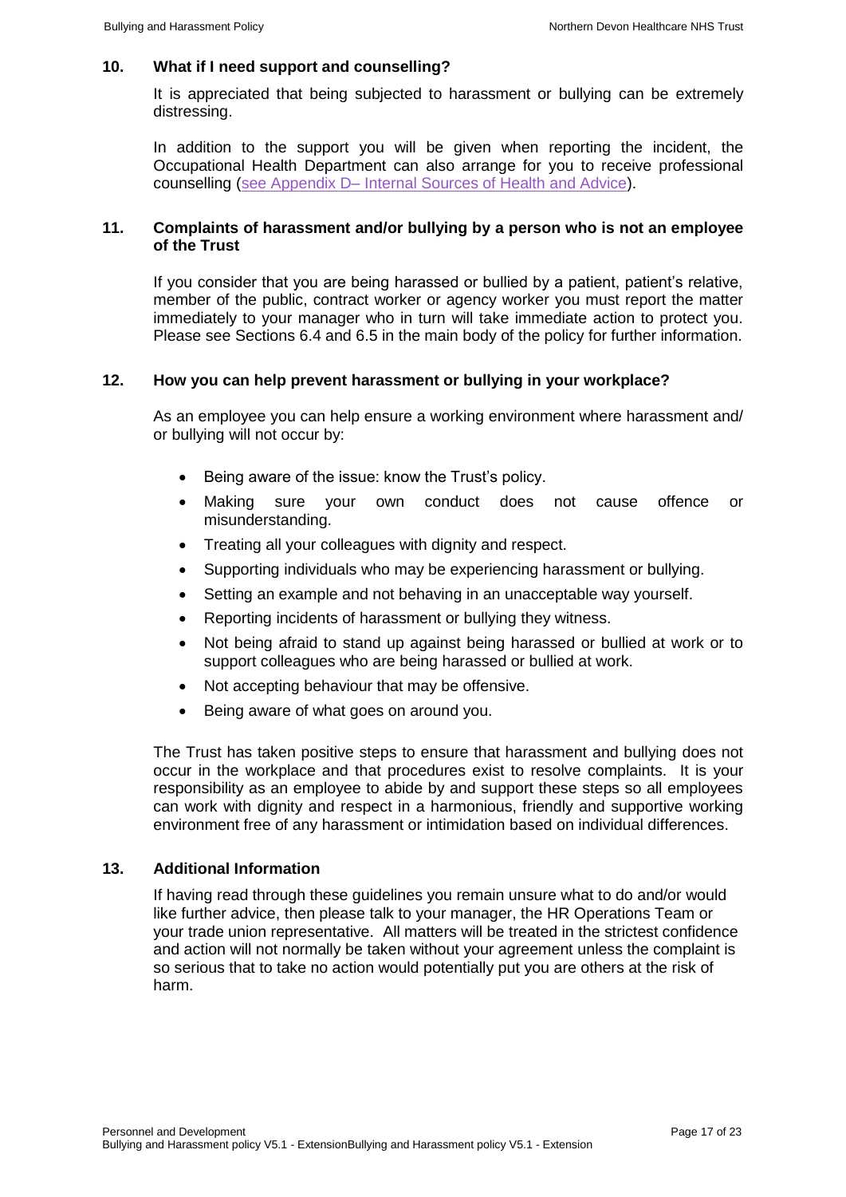## 10. What if I need support and counselling?

It is appreciated that being subjected to harassment or bullying can be extremely distressing.

In addition to the support you will be given when reporting the incident, the Occupational Health Department can also arrange for you to receive professional counselling (see Appendix D– Internal Sources of Health and Advice).

## 11. Complaints of harassment and/or bullying by a person who is not an employee of the Trust

If you consider that you are being harassed or bullied by a patient, patient's relative, member of the public, contract worker or agency worker you must report the matter immediately to your manager who in turn will take immediate action to protect you. Please see Sections 6.4 and 6.5 in the main body of the policy for further information.

## 12. How you can help prevent harassment or bullying in your workplace?

As an employee you can help ensure a working environment where harassment and/ or bullying will not occur by:

- Being aware of the issue: know the Trust's policy.
- Making sure your own conduct does not cause offence or misunderstanding.
- Treating all your colleagues with dignity and respect.
- Supporting individuals who may be experiencing harassment or bullying.
- Setting an example and not behaving in an unacceptable way yourself.
- Reporting incidents of harassment or bullying they witness.
- Not being afraid to stand up against being harassed or bullied at work or to support colleagues who are being harassed or bullied at work.
- Not accepting behaviour that may be offensive.
- Being aware of what goes on around you.

The Trust has taken positive steps to ensure that harassment and bullying does not occur in the workplace and that procedures exist to resolve complaints. It is your responsibility as an employee to abide by and support these steps so all employees can work with dignity and respect in a harmonious, friendly and supportive working environment free of any harassment or intimidation based on individual differences.

## 13. Additional Information

If having read through these guidelines you remain unsure what to do and/or would like further advice, then please talk to your manager, the HR Operations Team or your trade union representative. All matters will be treated in the strictest confidence and action will not normally be taken without your agreement unless the complaint is so serious that to take no action would potentially put you are others at the risk of harm.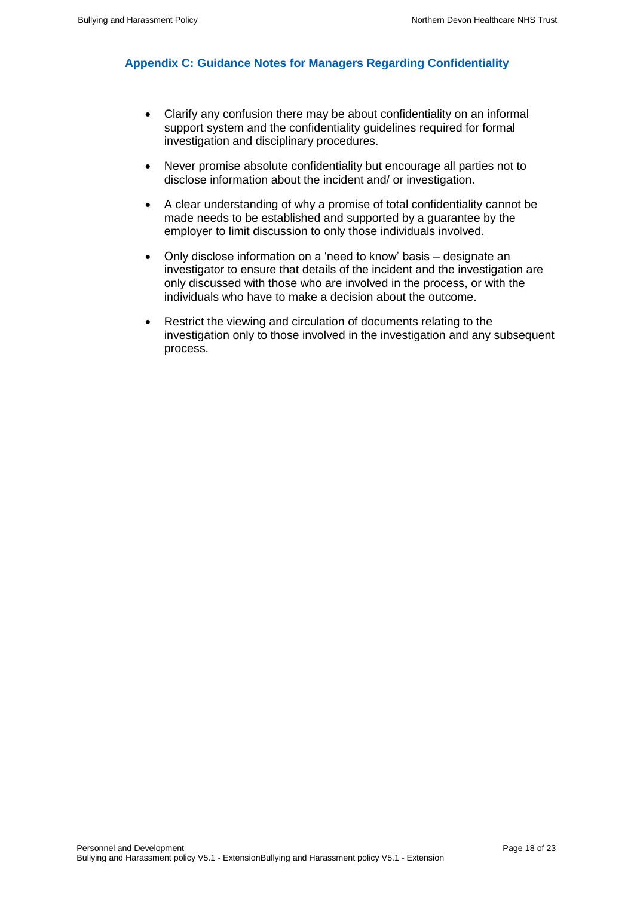## Appendix C: Guidance Notes for Managers Regarding Confidentiality

- Clarify any confusion there may be about confidentiality on an informal support system and the confidentiality guidelines required for formal investigation and disciplinary procedures.
- Never promise absolute confidentiality but encourage all parties not to disclose information about the incident and/ or investigation.
- A clear understanding of why a promise of total confidentiality cannot be made needs to be established and supported by a guarantee by the employer to limit discussion to only those individuals involved.
- Only disclose information on a 'need to know' basis – designate an investigator to ensure that details of the incident and the investigation are only discussed with those who are involved in the process, or with the individuals who have to make a decision about the outcome.
- Restrict the viewing and circulation of documents relating to the investigation only to those involved in the investigation and any subsequent process.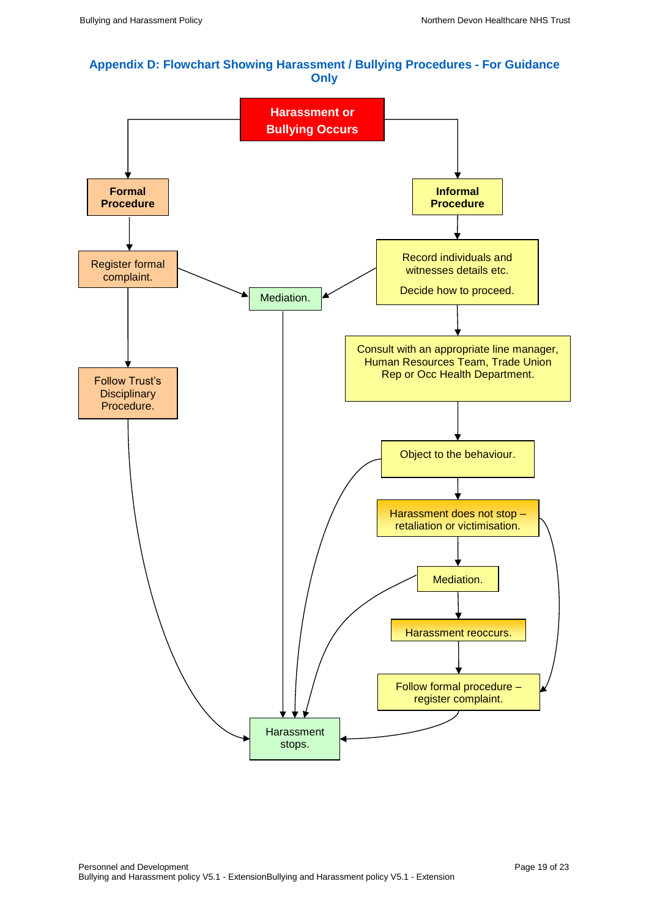## Appendix D: Flowchart Showing Harassment / Bullying Procedures - For Guidance Only

**Harassment or Bullying Occurs**

**Formal Procedure**

Register formal complaint.

Follow Trust's Disciplinary Procedure.

**Informal Procedure**

Record individuals and witnesses details etc.

Decide how to proceed.

Consult with an appropriate line manager, Human Resources Team, Trade Union Rep or Occ Health Department.

Object to the behaviour.

Harassment does not stop – retaliation or victimisation.

Mediation.

Harassment reoccurs.

Follow formal procedure – register complaint.

Mediation.

Harassment stops.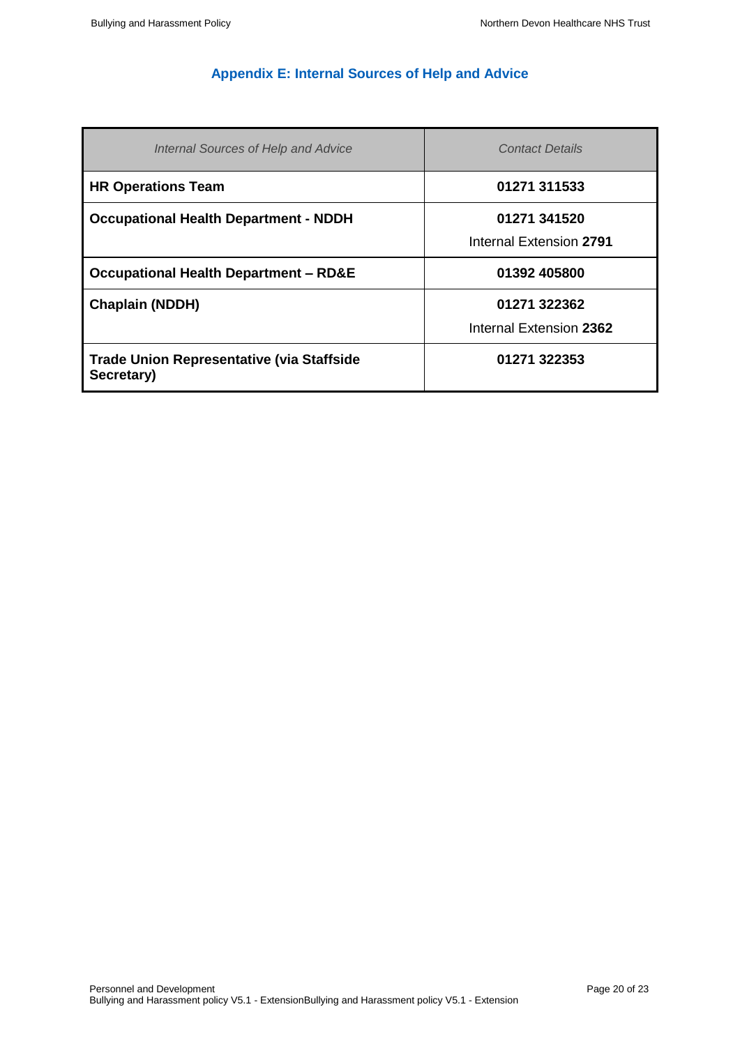## Appendix E: Internal Sources of Help and Advice

| *Internal Sources of Help and Advice* | *Contact Details* |
|---|---|
| **HR Operations Team** | **01271 311533** |
| **Occupational Health Department - NDDH** | **01271 341520**<br>Internal Extension **2791** |
| **Occupational Health Department – RD&E** | **01392 405800** |
| **Chaplain (NDDH)** | **01271 322362**<br>Internal Extension **2362** |
| **Trade Union Representative (via Staffside Secretary)** | **01271 322353** |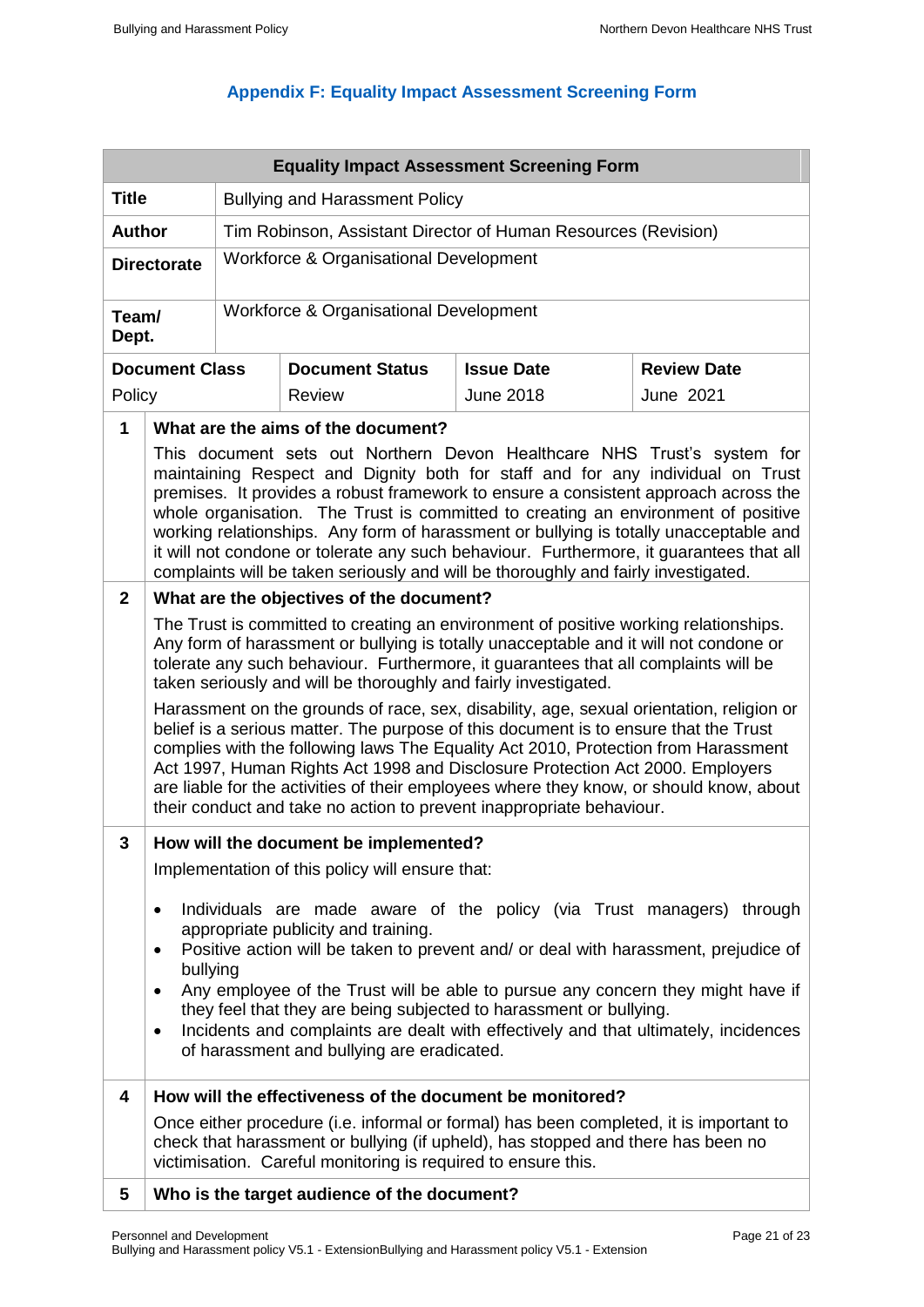## Appendix F: Equality Impact Assessment Screening Form

| Equality Impact Assessment Screening Form | | | |
|---|---|---|---|
| **Title** | Bullying and Harassment Policy | | |
| **Author** | Tim Robinson, Assistant Director of Human Resources (Revision) | | |
| **Directorate** | Workforce & Organisational Development | | |
| **Team/ Dept.** | Workforce & Organisational Development | | |
| **Document Class** | **Document Status** | **Issue Date** | **Review Date** |
| Policy | Review | June 2018 | June 2021 |

**1 What are the aims of the document?**

This document sets out Northern Devon Healthcare NHS Trust's system for maintaining Respect and Dignity both for staff and for any individual on Trust premises. It provides a robust framework to ensure a consistent approach across the whole organisation. The Trust is committed to creating an environment of positive working relationships. Any form of harassment or bullying is totally unacceptable and it will not condone or tolerate any such behaviour. Furthermore, it guarantees that all complaints will be taken seriously and will be thoroughly and fairly investigated.

**2 What are the objectives of the document?**

The Trust is committed to creating an environment of positive working relationships. Any form of harassment or bullying is totally unacceptable and it will not condone or tolerate any such behaviour. Furthermore, it guarantees that all complaints will be taken seriously and will be thoroughly and fairly investigated.

Harassment on the grounds of race, sex, disability, age, sexual orientation, religion or belief is a serious matter. The purpose of this document is to ensure that the Trust complies with the following laws The Equality Act 2010, Protection from Harassment Act 1997, Human Rights Act 1998 and Disclosure Protection Act 2000. Employers are liable for the activities of their employees where they know, or should know, about their conduct and take no action to prevent inappropriate behaviour.

**3 How will the document be implemented?**

Implementation of this policy will ensure that:

- Individuals are made aware of the policy (via Trust managers) through appropriate publicity and training.
- Positive action will be taken to prevent and/ or deal with harassment, prejudice of bullying
- Any employee of the Trust will be able to pursue any concern they might have if they feel that they are being subjected to harassment or bullying.
- Incidents and complaints are dealt with effectively and that ultimately, incidences of harassment and bullying are eradicated.

**4 How will the effectiveness of the document be monitored?**

Once either procedure (i.e. informal or formal) has been completed, it is important to check that harassment or bullying (if upheld), has stopped and there has been no victimisation. Careful monitoring is required to ensure this.

**5 Who is the target audience of the document?**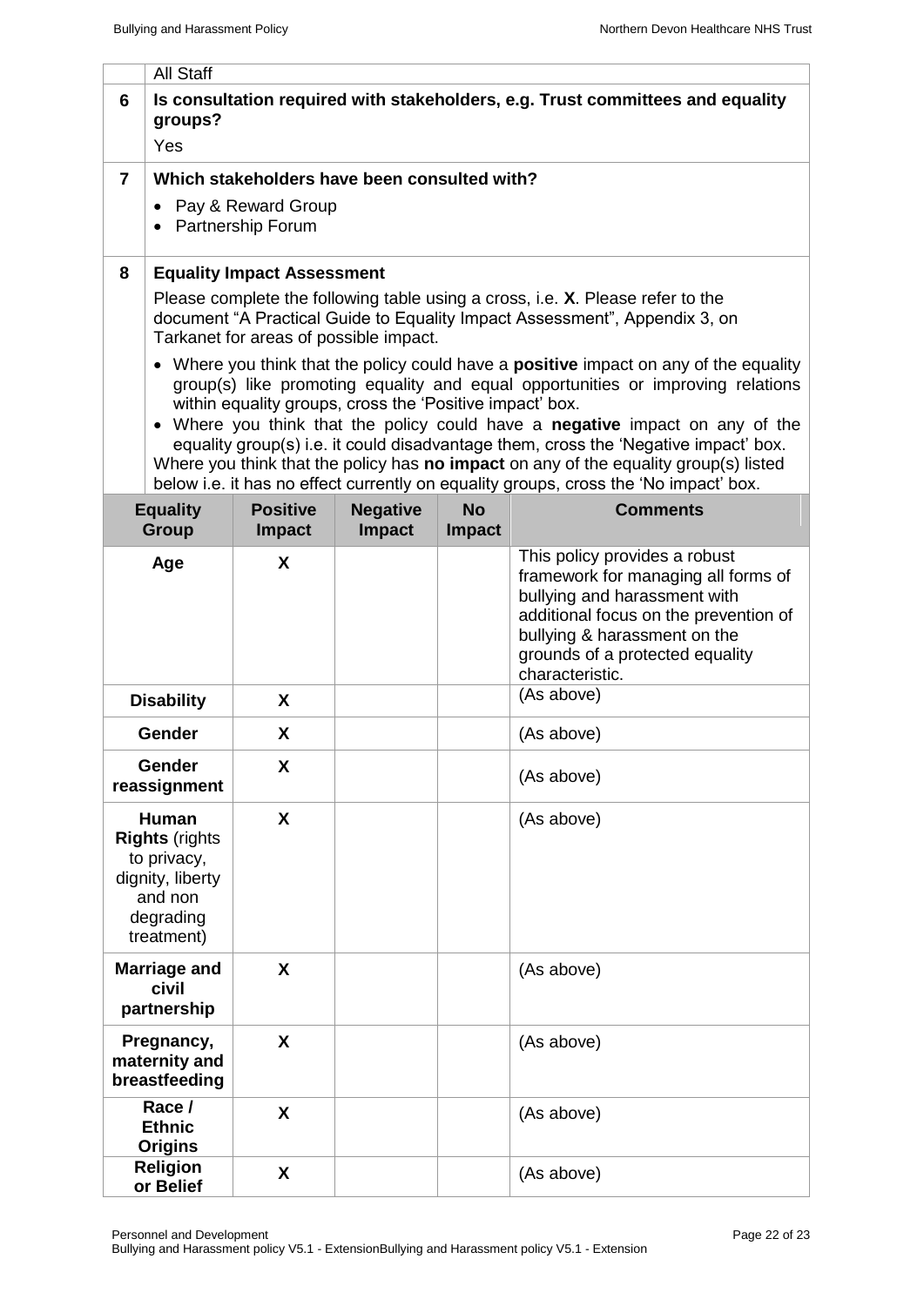| | All Staff |
|---|---|
| **6** | **Is consultation required with stakeholders, e.g. Trust committees and equality groups?**<br>Yes |
| **7** | **Which stakeholders have been consulted with?**<br>• Pay & Reward Group<br>• Partnership Forum |
| **8** | **Equality Impact Assessment**<br>Please complete the following table using a cross, i.e. **X**. Please refer to the document "A Practical Guide to Equality Impact Assessment", Appendix 3, on Tarkanet for areas of possible impact.<br>• Where you think that the policy could have a **positive** impact on any of the equality group(s) like promoting equality and equal opportunities or improving relations within equality groups, cross the 'Positive impact' box.<br>• Where you think that the policy could have a **negative** impact on any of the equality group(s) i.e. it could disadvantage them, cross the 'Negative impact' box.<br>Where you think that the policy has **no impact** on any of the equality group(s) listed below i.e. it has no effect currently on equality groups, cross the 'No impact' box. |

| Equality Group | Positive Impact | Negative Impact | No Impact | Comments |
|---|---|---|---|---|
| **Age** | **X** | | | This policy provides a robust framework for managing all forms of bullying and harassment with additional focus on the prevention of bullying & harassment on the grounds of a protected equality characteristic. |
| **Disability** | **X** | | | (As above) |
| **Gender** | **X** | | | (As above) |
| **Gender reassignment** | **X** | | | (As above) |
| **Human Rights** (rights to privacy, dignity, liberty and non degrading treatment) | **X** | | | (As above) |
| **Marriage and civil partnership** | **X** | | | (As above) |
| **Pregnancy, maternity and breastfeeding** | **X** | | | (As above) |
| **Race / Ethnic Origins** | **X** | | | (As above) |
| **Religion or Belief** | **X** | | | (As above) |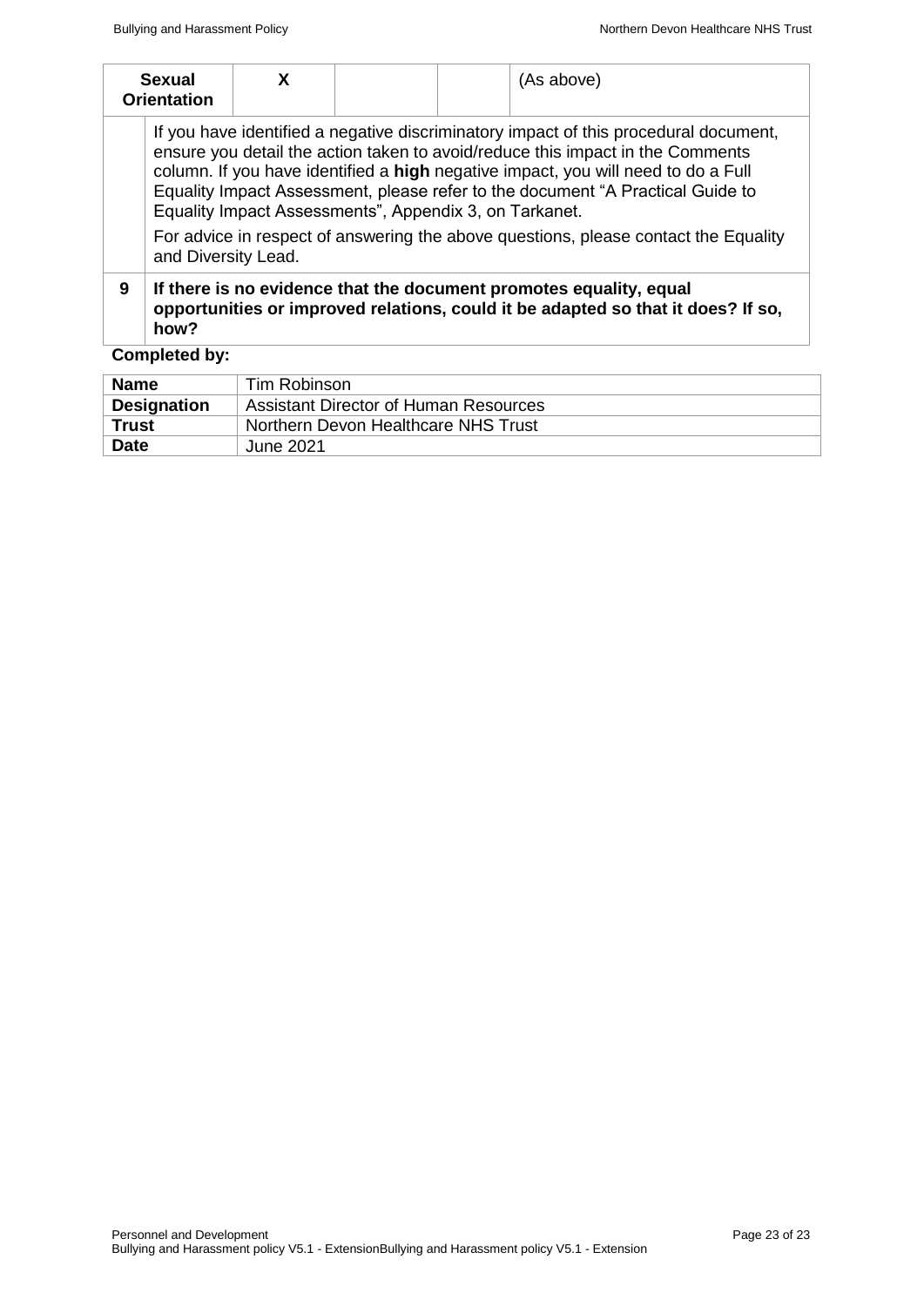| | | | | |
|---|---|---|---|---|
| **Sexual Orientation** | **X** | | | (As above) |

If you have identified a negative discriminatory impact of this procedural document, ensure you detail the action taken to avoid/reduce this impact in the Comments column. If you have identified a **high** negative impact, you will need to do a Full Equality Impact Assessment, please refer to the document "A Practical Guide to Equality Impact Assessments", Appendix 3, on Tarkanet.

For advice in respect of answering the above questions, please contact the Equality and Diversity Lead.

| | |
|---|---|
| **9** | **If there is no evidence that the document promotes equality, equal opportunities or improved relations, could it be adapted so that it does? If so, how?** |

**Completed by:**

| | |
|---|---|
| **Name** | Tim Robinson |
| **Designation** | Assistant Director of Human Resources |
| **Trust** | Northern Devon Healthcare NHS Trust |
| **Date** | June 2021 |